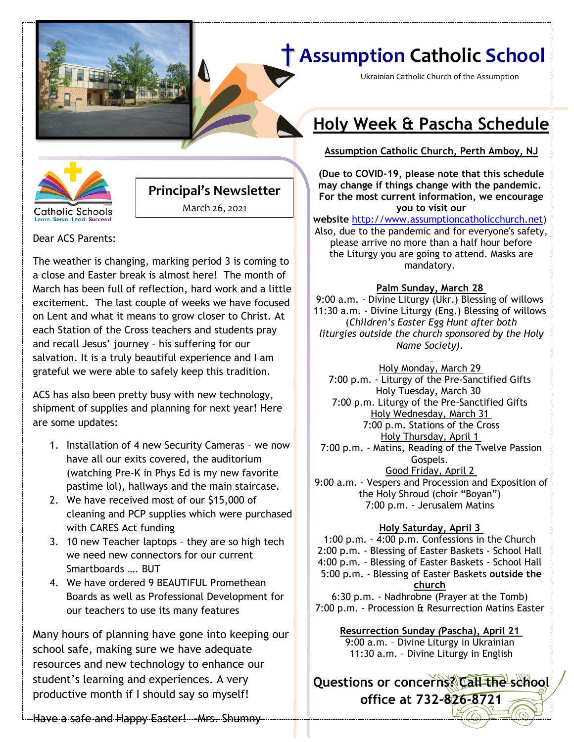# † Assumption Catholic School

Ukrainian Catholic Church of the Assumption

Catholic Schools
Learn. Serve. Lead. Succeed

## Principal's Newsletter

March 26, 2021

Dear ACS Parents:

The weather is changing, marking period 3 is coming to a close and Easter break is almost here! The month of March has been full of reflection, hard work and a little excitement. The last couple of weeks we have focused on Lent and what it means to grow closer to Christ. At each Station of the Cross teachers and students pray and recall Jesus' journey – his suffering for our salvation. It is a truly beautiful experience and I am grateful we were able to safely keep this tradition.

ACS has also been pretty busy with new technology, shipment of supplies and planning for next year! Here are some updates:

1. Installation of 4 new Security Cameras – we now have all our exits covered, the auditorium (watching Pre-K in Phys Ed is my new favorite pastime lol), hallways and the main staircase.
2. We have received most of our $15,000 of cleaning and PCP supplies which were purchased with CARES Act funding
3. 10 new Teacher laptops – they are so high tech we need new connectors for our current Smartboards …. BUT
4. We have ordered 9 BEAUTIFUL Promethean Boards as well as Professional Development for our teachers to use its many features

Many hours of planning have gone into keeping our school safe, making sure we have adequate resources and new technology to enhance our student's learning and experiences. A very productive month if I should say so myself!

Have a safe and Happy Easter! -Mrs. Shumny

## Holy Week & Pascha Schedule

**Assumption Catholic Church, Perth Amboy, NJ**

**(Due to COVID-19, please note that this schedule may change if things change with the pandemic. For the most current information, we encourage you to visit our website** http://www.assumptioncatholicchurch.net**)** Also, due to the pandemic and for everyone's safety, please arrive no more than a half hour before the Liturgy you are going to attend. Masks are mandatory.

**Palm Sunday, March 28**
9:00 a.m. - Divine Liturgy (Ukr.) Blessing of willows
11:30 a.m. - Divine Liturgy (Eng.) Blessing of willows
*(Children's Easter Egg Hunt after both liturgies outside the church sponsored by the Holy Name Society).*

Holy Monday, March 29
7:00 p.m. - Liturgy of the Pre-Sanctified Gifts

Holy Tuesday, March 30
7:00 p.m. Liturgy of the Pre-Sanctified Gifts

Holy Wednesday, March 31
7:00 p.m. Stations of the Cross

Holy Thursday, April 1
7:00 p.m. - Matins, Reading of the Twelve Passion Gospels.

Good Friday, April 2
9:00 a.m. - Vespers and Procession and Exposition of the Holy Shroud (choir "Boyan")
7:00 p.m. - Jerusalem Matins

**Holy Saturday, April 3**
1:00 p.m. - 4:00 p.m. Confessions in the Church
2:00 p.m. - Blessing of Easter Baskets - School Hall
4:00 p.m. - Blessing of Easter Baskets - School Hall
5:00 p.m. - Blessing of Easter Baskets **outside the church**
6:30 p.m. - Nadhrobne (Prayer at the Tomb)
7:00 p.m. - Procession & Resurrection Matins Easter

**Resurrection Sunday (Pascha), April 21**
9:00 a.m. – Divine Liturgy in Ukrainian
11:30 a.m. – Divine Liturgy in English

**Questions or concerns? Call the school office at 732-826-8721**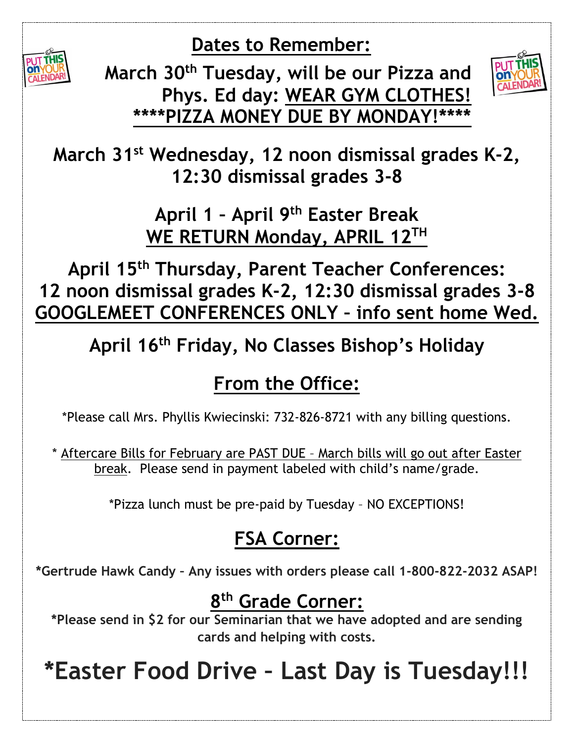## Dates to Remember:

**March 30th Tuesday, will be our Pizza and Phys. Ed day: WEAR GYM CLOTHES!**
**\*\*\*\*PIZZA MONEY DUE BY MONDAY!\*\*\*\***

**March 31st Wednesday, 12 noon dismissal grades K-2, 12:30 dismissal grades 3-8**

**April 1 – April 9th Easter Break**
**WE RETURN Monday, APRIL 12TH**

**April 15th Thursday, Parent Teacher Conferences: 12 noon dismissal grades K-2, 12:30 dismissal grades 3-8**
**GOOGLEMEET CONFERENCES ONLY – info sent home Wed.**

**April 16th Friday, No Classes Bishop's Holiday**

## From the Office:

*Please call Mrs. Phyllis Kwiecinski: 732-826-8721 with any billing questions.

* Aftercare Bills for February are PAST DUE – March bills will go out after Easter break. Please send in payment labeled with child's name/grade.

*Pizza lunch must be pre-paid by Tuesday – NO EXCEPTIONS!

## FSA Corner:

**\*Gertrude Hawk Candy – Any issues with orders please call 1-800-822-2032 ASAP!**

## 8th Grade Corner:

**\*Please send in $2 for our Seminarian that we have adopted and are sending cards and helping with costs.**

# *Easter Food Drive – Last Day is Tuesday!!!